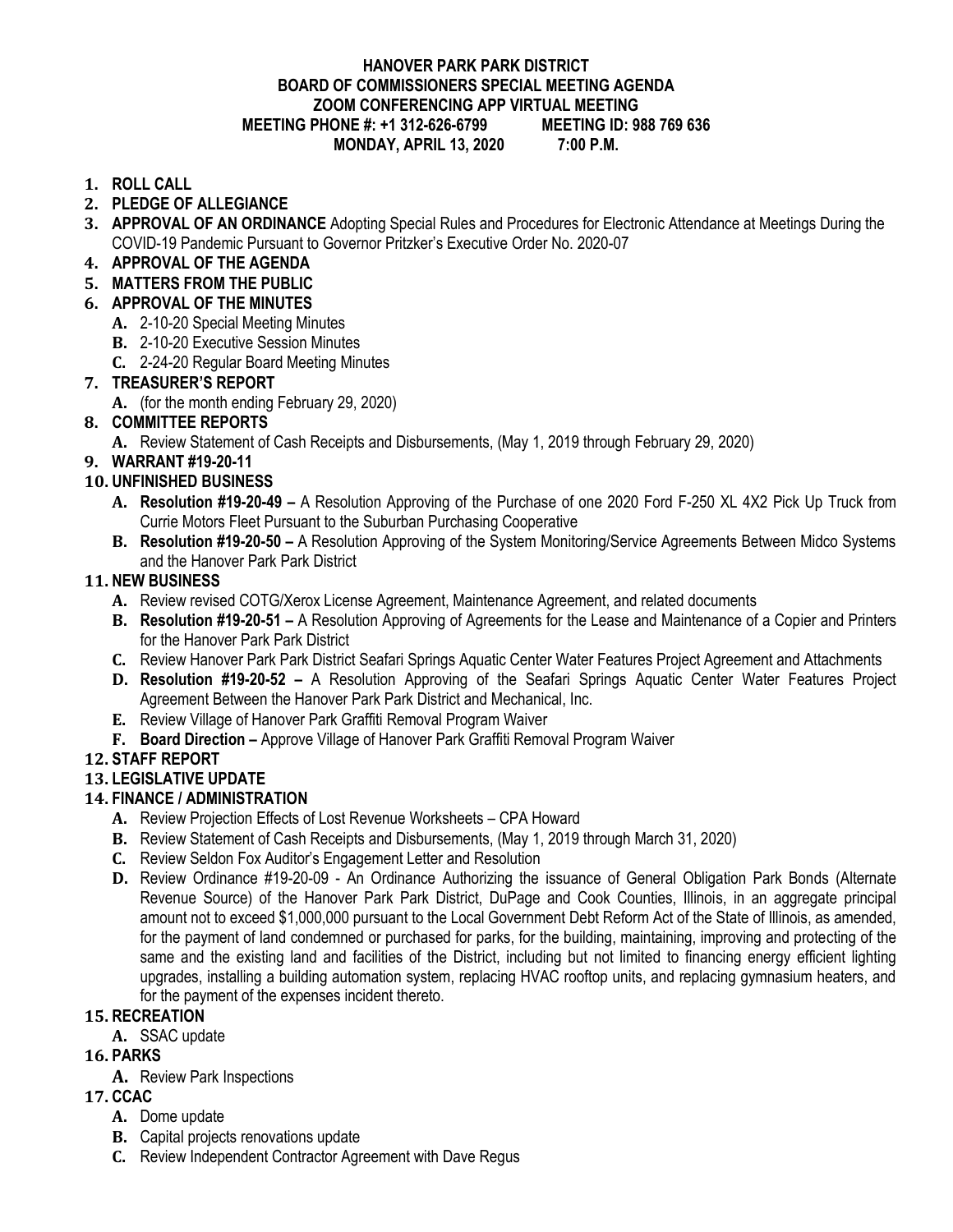# HANOVER PARK PARK DISTRICT
## BOARD OF COMMISSIONERS SPECIAL MEETING AGENDA
## ZOOM CONFERENCING APP VIRTUAL MEETING
**MEETING PHONE #: +1 312-626-6799 MEETING ID: 988 769 636**
**MONDAY, APRIL 13, 2020 7:00 P.M.**

1. **ROLL CALL**
2. **PLEDGE OF ALLEGIANCE**
3. **APPROVAL OF AN ORDINANCE** Adopting Special Rules and Procedures for Electronic Attendance at Meetings During the COVID-19 Pandemic Pursuant to Governor Pritzker's Executive Order No. 2020-07
4. **APPROVAL OF THE AGENDA**
5. **MATTERS FROM THE PUBLIC**
6. **APPROVAL OF THE MINUTES**
   - **A.** 2-10-20 Special Meeting Minutes
   - **B.** 2-10-20 Executive Session Minutes
   - **C.** 2-24-20 Regular Board Meeting Minutes
7. **TREASURER'S REPORT**
   - **A.** (for the month ending February 29, 2020)
8. **COMMITTEE REPORTS**
   - **A.** Review Statement of Cash Receipts and Disbursements, (May 1, 2019 through February 29, 2020)
9. **WARRANT #19-20-11**
10. **UNFINISHED BUSINESS**
    - **A. Resolution #19-20-49 –** A Resolution Approving of the Purchase of one 2020 Ford F-250 XL 4X2 Pick Up Truck from Currie Motors Fleet Pursuant to the Suburban Purchasing Cooperative
    - **B. Resolution #19-20-50 –** A Resolution Approving of the System Monitoring/Service Agreements Between Midco Systems and the Hanover Park Park District
11. **NEW BUSINESS**
    - **A.** Review revised COTG/Xerox License Agreement, Maintenance Agreement, and related documents
    - **B. Resolution #19-20-51 –** A Resolution Approving of Agreements for the Lease and Maintenance of a Copier and Printers for the Hanover Park Park District
    - **C.** Review Hanover Park Park District Seafari Springs Aquatic Center Water Features Project Agreement and Attachments
    - **D. Resolution #19-20-52 –** A Resolution Approving of the Seafari Springs Aquatic Center Water Features Project Agreement Between the Hanover Park Park District and Mechanical, Inc.
    - **E.** Review Village of Hanover Park Graffiti Removal Program Waiver
    - **F. Board Direction –** Approve Village of Hanover Park Graffiti Removal Program Waiver
12. **STAFF REPORT**
13. **LEGISLATIVE UPDATE**
14. **FINANCE / ADMINISTRATION**
    - **A.** Review Projection Effects of Lost Revenue Worksheets – CPA Howard
    - **B.** Review Statement of Cash Receipts and Disbursements, (May 1, 2019 through March 31, 2020)
    - **C.** Review Seldon Fox Auditor's Engagement Letter and Resolution
    - **D.** Review Ordinance #19-20-09 - An Ordinance Authorizing the issuance of General Obligation Park Bonds (Alternate Revenue Source) of the Hanover Park Park District, DuPage and Cook Counties, Illinois, in an aggregate principal amount not to exceed $1,000,000 pursuant to the Local Government Debt Reform Act of the State of Illinois, as amended, for the payment of land condemned or purchased for parks, for the building, maintaining, improving and protecting of the same and the existing land and facilities of the District, including but not limited to financing energy efficient lighting upgrades, installing a building automation system, replacing HVAC rooftop units, and replacing gymnasium heaters, and for the payment of the expenses incident thereto.
15. **RECREATION**
    - **A.** SSAC update
16. **PARKS**
    - **A.** Review Park Inspections
17. **CCAC**
    - **A.** Dome update
    - **B.** Capital projects renovations update
    - **C.** Review Independent Contractor Agreement with Dave Regus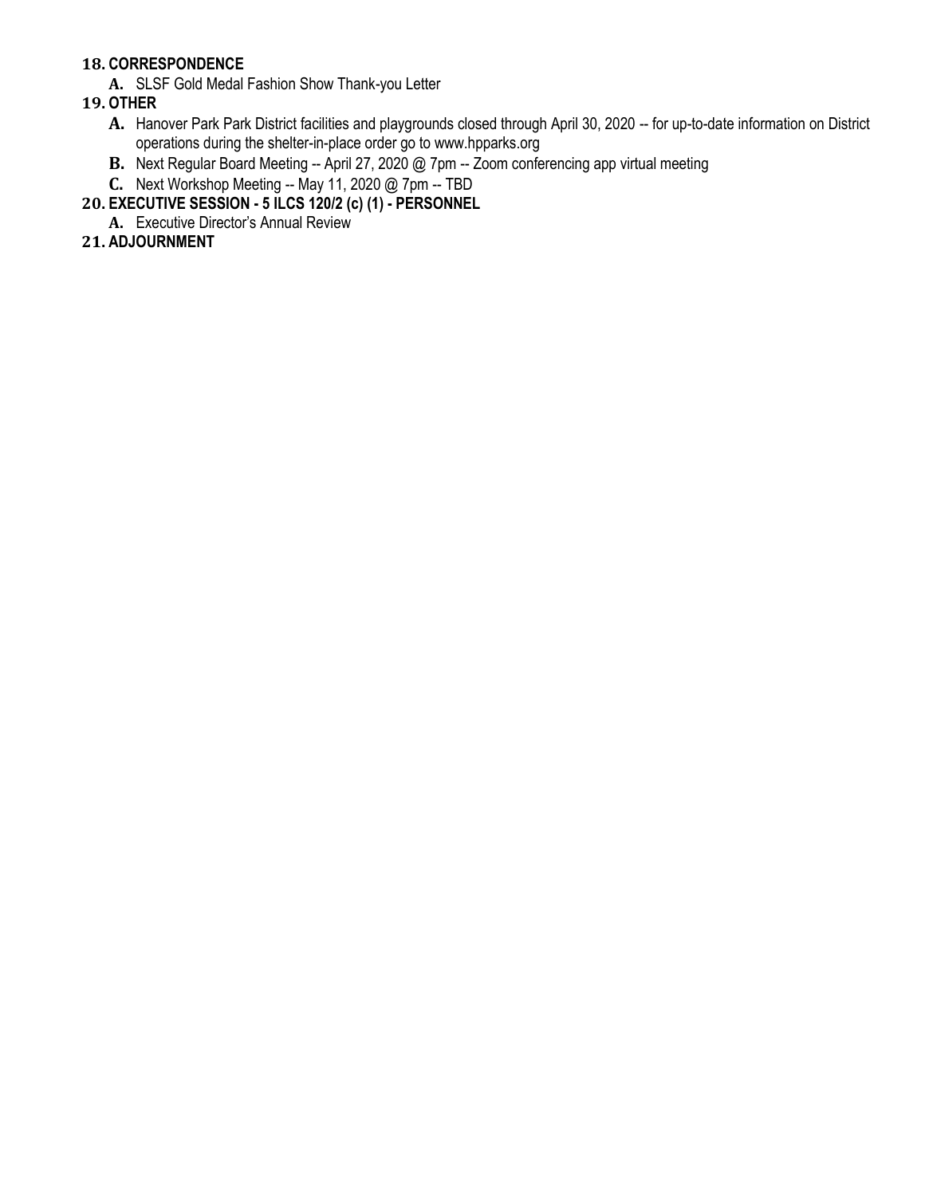**18. CORRESPONDENCE**

- **A.** SLSF Gold Medal Fashion Show Thank-you Letter

**19. OTHER**

- **A.** Hanover Park Park District facilities and playgrounds closed through April 30, 2020 -- for up-to-date information on District operations during the shelter-in-place order go to www.hpparks.org
- **B.** Next Regular Board Meeting -- April 27, 2020 @ 7pm -- Zoom conferencing app virtual meeting
- **C.** Next Workshop Meeting -- May 11, 2020 @ 7pm -- TBD

**20. EXECUTIVE SESSION - 5 ILCS 120/2 (c) (1) - PERSONNEL**

- **A.** Executive Director's Annual Review

**21. ADJOURNMENT**